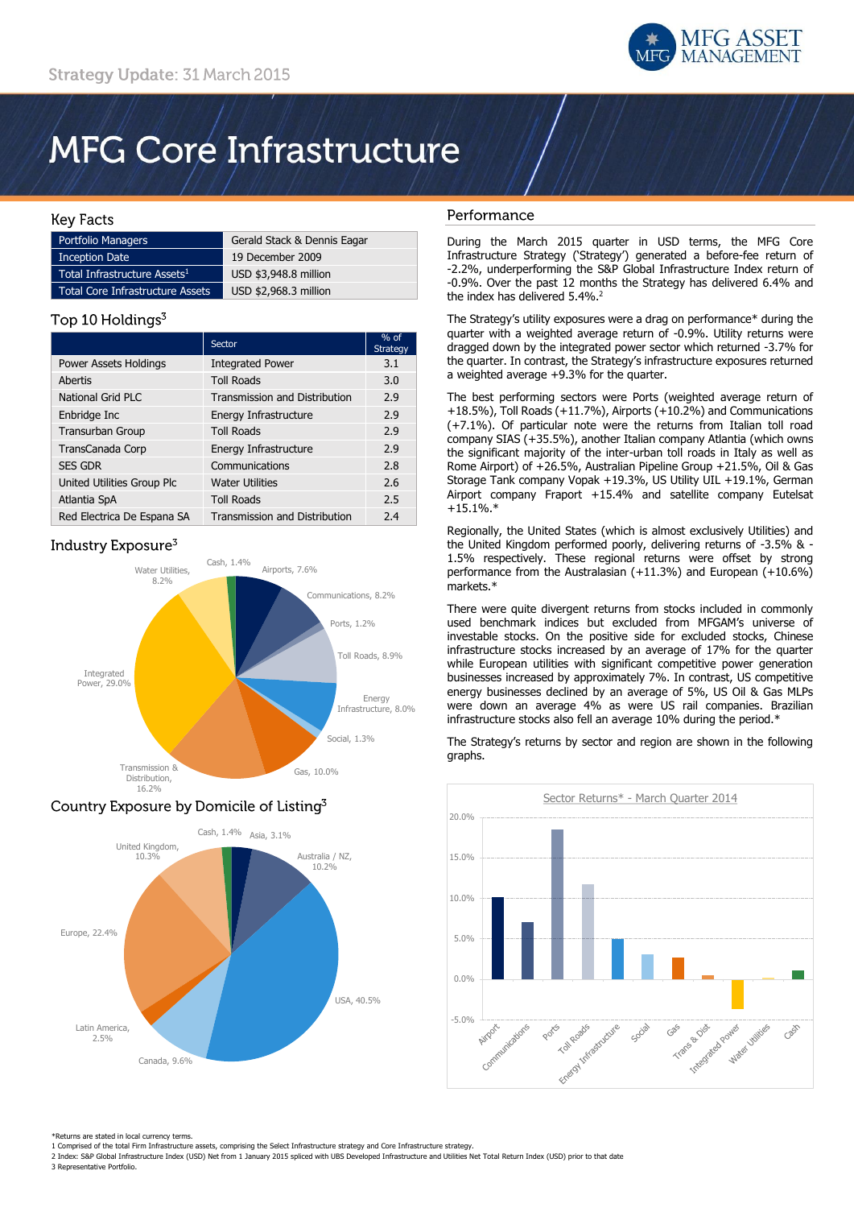Strategy Update: 31 March 2015

# MFG Core Infrastructure

## Key Facts

| | |
|---|---|
| Portfolio Managers | Gerald Stack & Dennis Eagar |
| Inception Date | 19 December 2009 |
| Total Infrastructure Assets[1] | USD $3,948.8 million |
| Total Core Infrastructure Assets | USD $2,968.3 million |

## Top 10 Holdings[3]

| | Sector | % of Strategy |
|---|---|---|
| Power Assets Holdings | Integrated Power | 3.1 |
| Abertis | Toll Roads | 3.0 |
| National Grid PLC | Transmission and Distribution | 2.9 |
| Enbridge Inc | Energy Infrastructure | 2.9 |
| Transurban Group | Toll Roads | 2.9 |
| TransCanada Corp | Energy Infrastructure | 2.9 |
| SES GDR | Communications | 2.8 |
| United Utilities Group Plc | Water Utilities | 2.6 |
| Atlantia SpA | Toll Roads | 2.5 |
| Red Electrica De Espana SA | Transmission and Distribution | 2.4 |

## Industry Exposure[3]

Airports, 7.6%; Communications, 8.2%; Ports, 1.2%; Toll Roads, 8.9%; Energy Infrastructure, 8.0%; Social, 1.3%; Gas, 10.0%; Transmission & Distribution, 16.2%; Integrated Power, 29.0%; Water Utilities, 8.2%; Cash, 1.4%

## Country Exposure by Domicile of Listing[3]

Asia, 3.1%; Australia / NZ, 10.2%; USA, 40.5%; Canada, 9.6%; Latin America, 2.5%; Europe, 22.4%; United Kingdom, 10.3%; Cash, 1.4%

## Performance

During the March 2015 quarter in USD terms, the MFG Core Infrastructure Strategy ('Strategy') generated a before-fee return of -2.2%, underperforming the S&P Global Infrastructure Index return of -0.9%. Over the past 12 months the Strategy has delivered 6.4% and the index has delivered 5.4%.[2]

The Strategy's utility exposures were a drag on performance* during the quarter with a weighted average return of -0.9%. Utility returns were dragged down by the integrated power sector which returned -3.7% for the quarter. In contrast, the Strategy's infrastructure exposures returned a weighted average +9.3% for the quarter.

The best performing sectors were Ports (weighted average return of +18.5%), Toll Roads (+11.7%), Airports (+10.2%) and Communications (+7.1%). Of particular note were the returns from Italian toll road company SIAS (+35.5%), another Italian company Atlantia (which owns the significant majority of the inter-urban toll roads in Italy as well as Rome Airport) of +26.5%, Australian Pipeline Group +21.5%, Oil & Gas Storage Tank company Vopak +19.3%, US Utility UIL +19.1%, German Airport company Fraport +15.4% and satellite company Eutelsat +15.1%.*

Regionally, the United States (which is almost exclusively Utilities) and the United Kingdom performed poorly, delivering returns of -3.5% & -1.5% respectively. These regional returns were offset by strong performance from the Australasian (+11.3%) and European (+10.6%) markets.*

There were quite divergent returns from stocks included in commonly used benchmark indices but excluded from MFGAM's universe of investable stocks. On the positive side for excluded stocks, Chinese infrastructure stocks increased by an average of 17% for the quarter while European utilities with significant competitive power generation businesses increased by approximately 7%. In contrast, US competitive energy businesses declined by an average of 5%, US Oil & Gas MLPs were down an average 4% as were US rail companies. Brazilian infrastructure stocks also fell an average 10% during the period.*

The Strategy's returns by sector and region are shown in the following graphs.

**Sector Returns* - March Quarter 2014**

(Bar chart; y-axis -5.0% to 20.0%; categories: Airport, Communications, Ports, Toll Roads, Energy Infrastructure, Social, Gas, Trans & Dist, Integrated Power, Water Utilities, Cash)

*Returns are stated in local currency terms.
1 Comprised of the total Firm Infrastructure assets, comprising the Select Infrastructure strategy and Core Infrastructure strategy.
2 Index: S&P Global Infrastructure Index (USD) Net from 1 January 2015 spliced with UBS Developed Infrastructure and Utilities Net Total Return Index (USD) prior to that date
3 Representative Portfolio.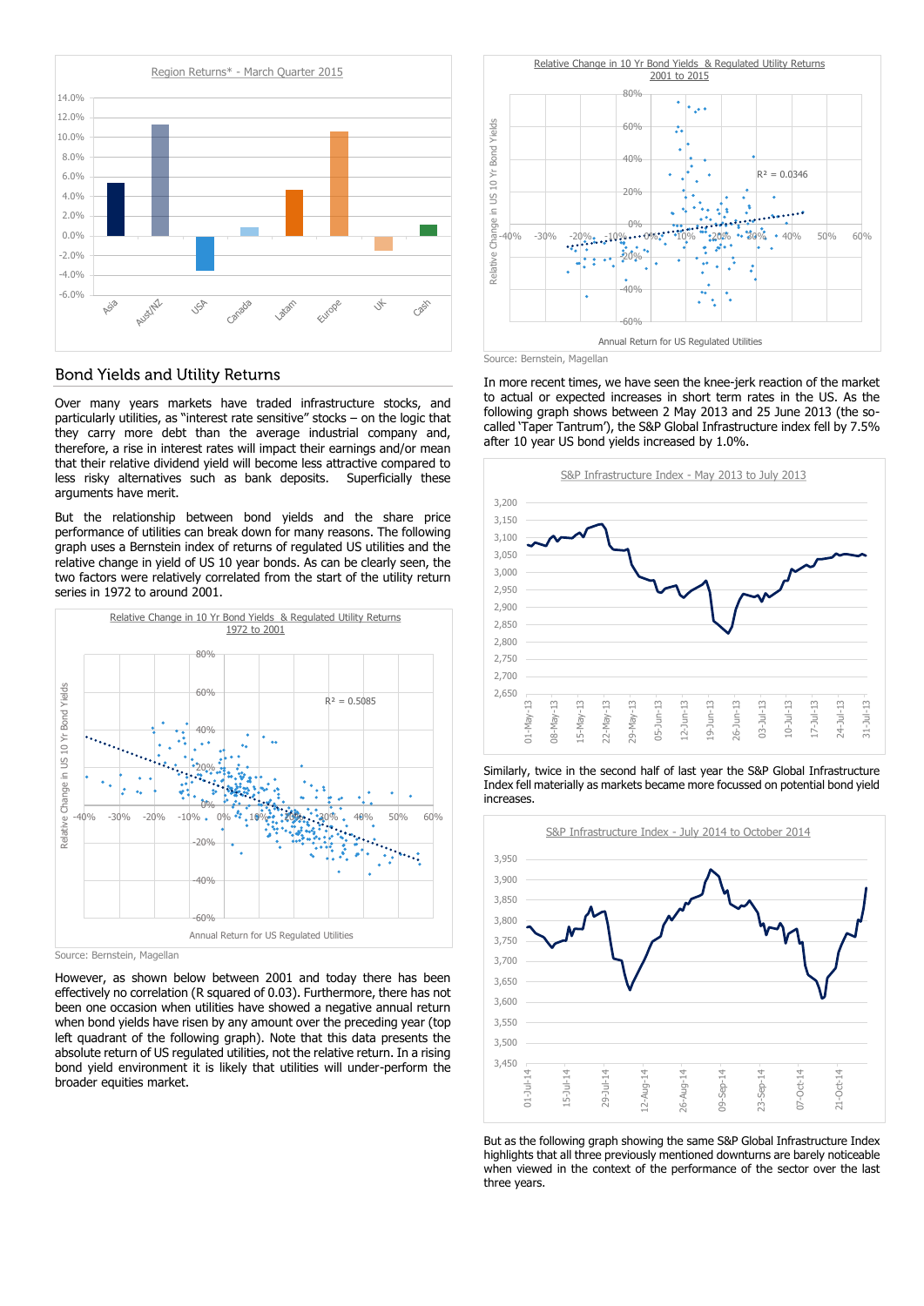Region Returns* - March Quarter 2015

Bond Yields and Utility Returns

Over many years markets have traded infrastructure stocks, and particularly utilities, as "interest rate sensitive" stocks – on the logic that they carry more debt than the average industrial company and, therefore, a rise in interest rates will impact their earnings and/or mean that their relative dividend yield will become less attractive compared to less risky alternatives such as bank deposits. Superficially these arguments have merit.

But the relationship between bond yields and the share price performance of utilities can break down for many reasons. The following graph uses a Bernstein index of returns of regulated US utilities and the relative change in yield of US 10 year bonds. As can be clearly seen, the two factors were relatively correlated from the start of the utility return series in 1972 to around 2001.

Relative Change in 10 Yr Bond Yields & Regulated Utility Returns 1972 to 2001

Source: Bernstein, Magellan

However, as shown below between 2001 and today there has been effectively no correlation (R squared of 0.03). Furthermore, there has not been one occasion when utilities have showed a negative annual return when bond yields have risen by any amount over the preceding year (top left quadrant of the following graph). Note that this data presents the absolute return of US regulated utilities, not the relative return. In a rising bond yield environment it is likely that utilities will under-perform the broader equities market.

Relative Change in 10 Yr Bond Yields & Regulated Utility Returns 2001 to 2015

Source: Bernstein, Magellan

In more recent times, we have seen the knee-jerk reaction of the market to actual or expected increases in short term rates in the US. As the following graph shows between 2 May 2013 and 25 June 2013 (the so-called 'Taper Tantrum'), the S&P Global Infrastructure index fell by 7.5% after 10 year US bond yields increased by 1.0%.

S&P Infrastructure Index - May 2013 to July 2013

Similarly, twice in the second half of last year the S&P Global Infrastructure Index fell materially as markets became more focussed on potential bond yield increases.

S&P Infrastructure Index - July 2014 to October 2014

But as the following graph showing the same S&P Global Infrastructure Index highlights that all three previously mentioned downturns are barely noticeable when viewed in the context of the performance of the sector over the last three years.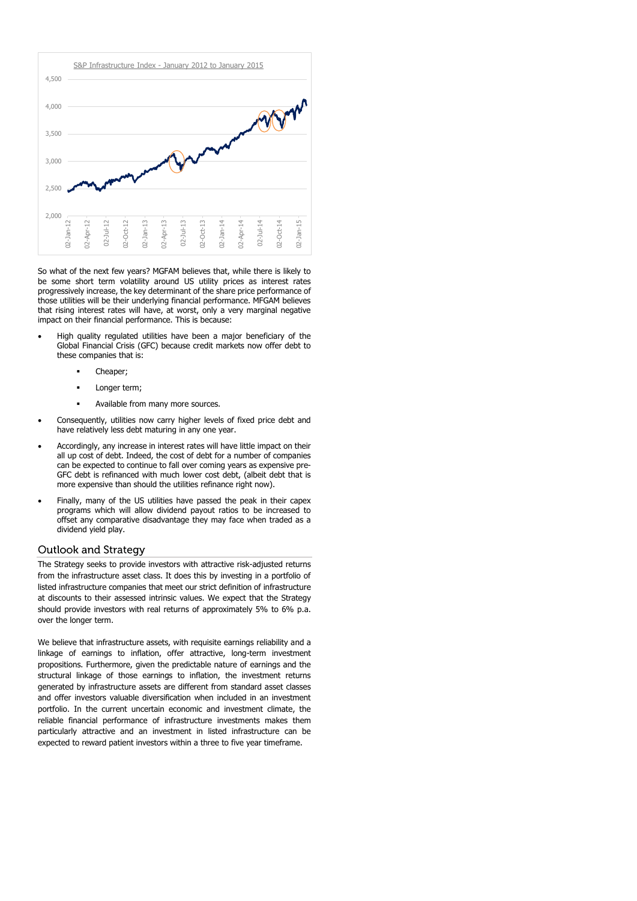S&P Infrastructure Index - January 2012 to January 2015

So what of the next few years? MGFAM believes that, while there is likely to be some short term volatility around US utility prices as interest rates progressively increase, the key determinant of the share price performance of those utilities will be their underlying financial performance. MFGAM believes that rising interest rates will have, at worst, only a very marginal negative impact on their financial performance. This is because:

- High quality regulated utilities have been a major beneficiary of the Global Financial Crisis (GFC) because credit markets now offer debt to these companies that is:
  - Cheaper;
  - Longer term;
  - Available from many more sources.
- Consequently, utilities now carry higher levels of fixed price debt and have relatively less debt maturing in any one year.
- Accordingly, any increase in interest rates will have little impact on their all up cost of debt. Indeed, the cost of debt for a number of companies can be expected to continue to fall over coming years as expensive pre-GFC debt is refinanced with much lower cost debt, (albeit debt that is more expensive than should the utilities refinance right now).
- Finally, many of the US utilities have passed the peak in their capex programs which will allow dividend payout ratios to be increased to offset any comparative disadvantage they may face when traded as a dividend yield play.

## Outlook and Strategy

The Strategy seeks to provide investors with attractive risk-adjusted returns from the infrastructure asset class. It does this by investing in a portfolio of listed infrastructure companies that meet our strict definition of infrastructure at discounts to their assessed intrinsic values. We expect that the Strategy should provide investors with real returns of approximately 5% to 6% p.a. over the longer term.

We believe that infrastructure assets, with requisite earnings reliability and a linkage of earnings to inflation, offer attractive, long-term investment propositions. Furthermore, given the predictable nature of earnings and the structural linkage of those earnings to inflation, the investment returns generated by infrastructure assets are different from standard asset classes and offer investors valuable diversification when included in an investment portfolio. In the current uncertain economic and investment climate, the reliable financial performance of infrastructure investments makes them particularly attractive and an investment in listed infrastructure can be expected to reward patient investors within a three to five year timeframe.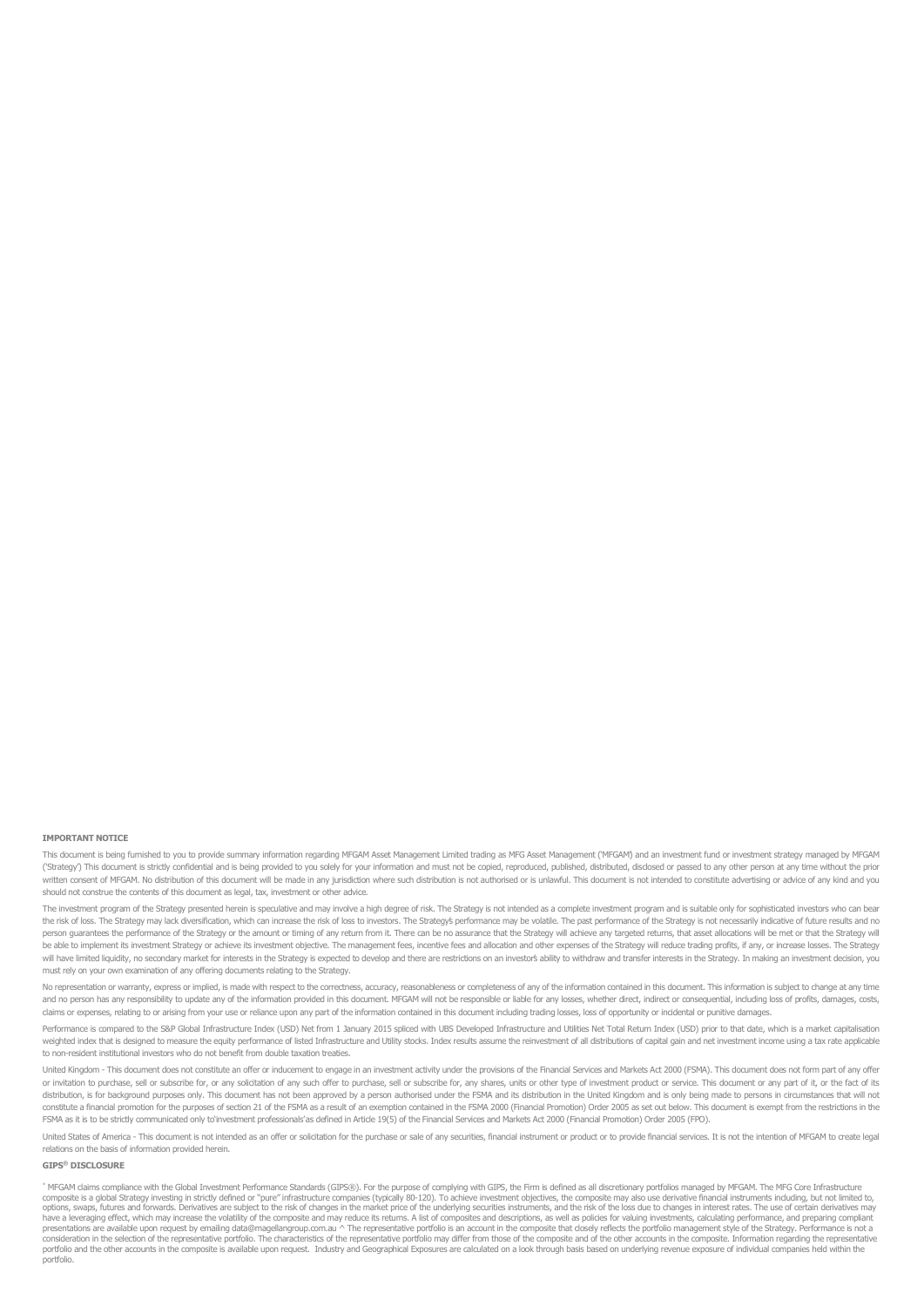**IMPORTANT NOTICE**

This document is being furnished to you to provide summary information regarding MFGAM Asset Management Limited trading as MFG Asset Management ('MFGAM') and an investment fund or investment strategy managed by MFGAM ('Strategy') This document is strictly confidential and is being provided to you solely for your information and must not be copied, reproduced, published, distributed, disclosed or passed to any other person at any time without the prior written consent of MFGAM. No distribution of this document will be made in any jurisdiction where such distribution is not authorised or is unlawful. This document is not intended to constitute advertising or advice of any kind and you should not construe the contents of this document as legal, tax, investment or other advice.

The investment program of the Strategy presented herein is speculative and may involve a high degree of risk. The Strategy is not intended as a complete investment program and is suitable only for sophisticated investors who can bear the risk of loss. The Strategy may lack diversification, which can increase the risk of loss to investors. The Strategy's performance may be volatile. The past performance of the Strategy is not necessarily indicative of future results and no person guarantees the performance of the Strategy or the amount or timing of any return from it. There can be no assurance that the Strategy will achieve any targeted returns, that asset allocations will be met or that the Strategy will be able to implement its investment Strategy or achieve its investment objective. The management fees, incentive fees and allocation and other expenses of the Strategy will reduce trading profits, if any, or increase losses. The Strategy will have limited liquidity, no secondary market for interests in the Strategy is expected to develop and there are restrictions on an investor's ability to withdraw and transfer interests in the Strategy. In making an investment decision, you must rely on your own examination of any offering documents relating to the Strategy.

No representation or warranty, express or implied, is made with respect to the correctness, accuracy, reasonableness or completeness of any of the information contained in this document. This information is subject to change at any time and no person has any responsibility to update any of the information provided in this document. MFGAM will not be responsible or liable for any losses, whether direct, indirect or consequential, including loss of profits, damages, costs, claims or expenses, relating to or arising from your use or reliance upon any part of the information contained in this document including trading losses, loss of opportunity or incidental or punitive damages.

Performance is compared to the S&P Global Infrastructure Index (USD) Net from 1 January 2015 spliced with UBS Developed Infrastructure and Utilities Net Total Return Index (USD) prior to that date, which is a market capitalisation weighted index that is designed to measure the equity performance of listed Infrastructure and Utility stocks. Index results assume the reinvestment of all distributions of capital gain and net investment income using a tax rate applicable to non-resident institutional investors who do not benefit from double taxation treaties.

United Kingdom - This document does not constitute an offer or inducement to engage in an investment activity under the provisions of the Financial Services and Markets Act 2000 (FSMA). This document does not form part of any offer or invitation to purchase, sell or subscribe for, or any solicitation of any such offer to purchase, sell or subscribe for, any shares, units or other type of investment product or service. This document or any part of it, or the fact of its distribution, is for background purposes only. This document has not been approved by a person authorised under the FSMA and its distribution in the United Kingdom and is only being made to persons in circumstances that will not constitute a financial promotion for the purposes of section 21 of the FSMA as a result of an exemption contained in the FSMA 2000 (Financial Promotion) Order 2005 as set out below. This document is exempt from the restrictions in the FSMA as it is to be strictly communicated only to'investment professionals'as defined in Article 19(5) of the Financial Services and Markets Act 2000 (Financial Promotion) Order 2005 (FPO).

United States of America - This document is not intended as an offer or solicitation for the purchase or sale of any securities, financial instrument or product or to provide financial services. It is not the intention of MFGAM to create legal relations on the basis of information provided herein.

**GIPS® DISCLOSURE**

* MFGAM claims compliance with the Global Investment Performance Standards (GIPS®). For the purpose of complying with GIPS, the Firm is defined as all discretionary portfolios managed by MFGAM. The MFG Core Infrastructure composite is a global Strategy investing in strictly defined or "pure" infrastructure companies (typically 80-120). To achieve investment objectives, the composite may also use derivative financial instruments including, but not limited to, options, swaps, futures and forwards. Derivatives are subject to the risk of changes in the market price of the underlying securities instruments, and the risk of the loss due to changes in interest rates. The use of certain derivatives may have a leveraging effect, which may increase the volatility of the composite and may reduce its returns. A list of composites and descriptions, as well as policies for valuing investments, calculating performance, and preparing compliant presentations are available upon request by emailing data@magellangroup.com.au ^ The representative portfolio is an account in the composite that closely reflects the portfolio management style of the Strategy. Performance is not a consideration in the selection of the representative portfolio. The characteristics of the representative portfolio may differ from those of the composite and of the other accounts in the composite. Information regarding the representative portfolio and the other accounts in the composite is available upon request. Industry and Geographical Exposures are calculated on a look through basis based on underlying revenue exposure of individual companies held within the portfolio.